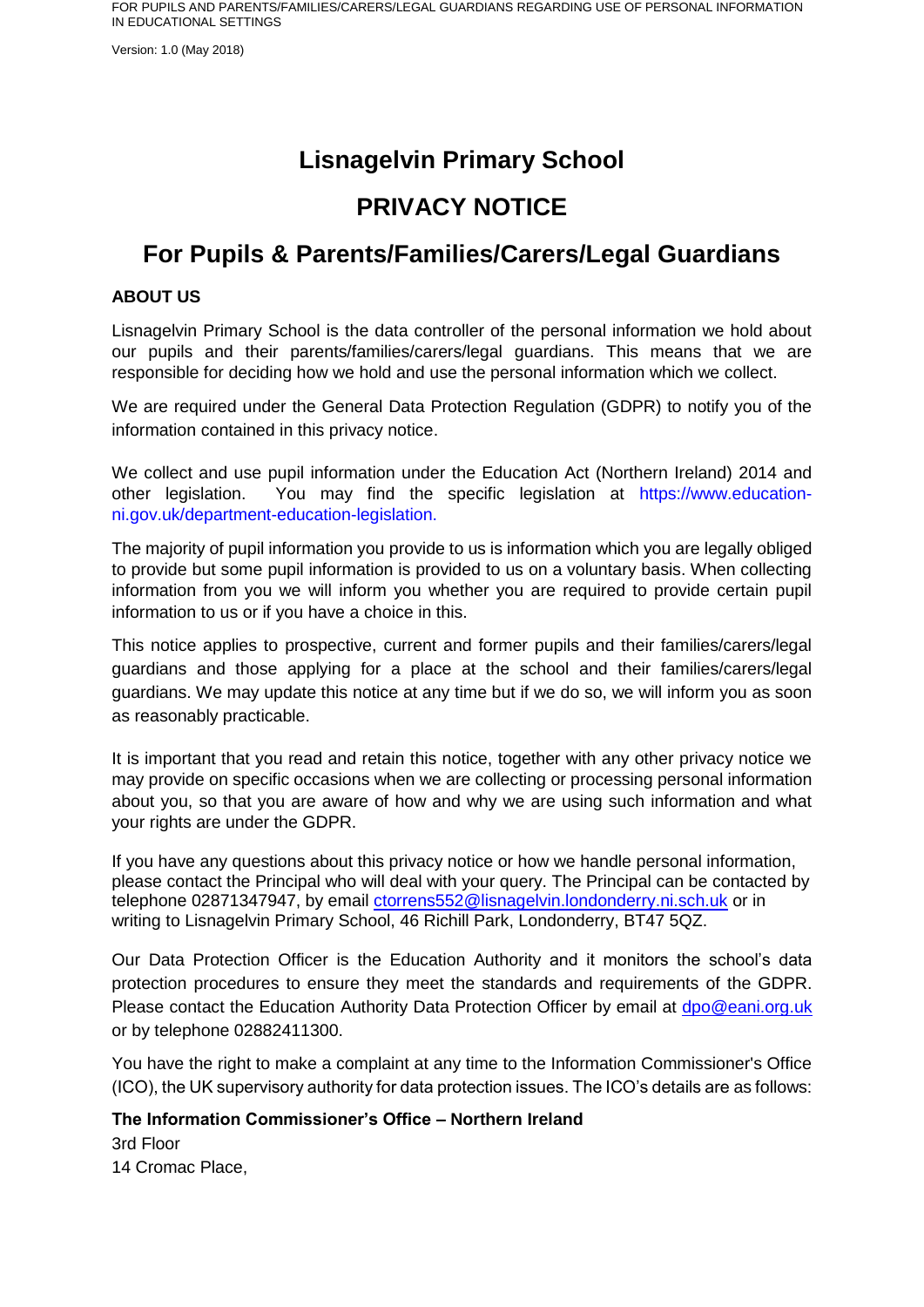# Lisnagelvin Primary School

# PRIVACY NOTICE

# For Pupils & Parents/Families/Carers/Legal Guardians

## ABOUT US

Lisnagelvin Primary School is the data controller of the personal information we hold about our pupils and their parents/families/carers/legal guardians. This means that we are responsible for deciding how we hold and use the personal information which we collect.

We are required under the General Data Protection Regulation (GDPR) to notify you of the information contained in this privacy notice.

We collect and use pupil information under the Education Act (Northern Ireland) 2014 and other legislation. You may find the specific legislation at https://www.education-ni.gov.uk/department-education-legislation.

The majority of pupil information you provide to us is information which you are legally obliged to provide but some pupil information is provided to us on a voluntary basis. When collecting information from you we will inform you whether you are required to provide certain pupil information to us or if you have a choice in this.

This notice applies to prospective, current and former pupils and their families/carers/legal guardians and those applying for a place at the school and their families/carers/legal guardians. We may update this notice at any time but if we do so, we will inform you as soon as reasonably practicable.

It is important that you read and retain this notice, together with any other privacy notice we may provide on specific occasions when we are collecting or processing personal information about you, so that you are aware of how and why we are using such information and what your rights are under the GDPR.

If you have any questions about this privacy notice or how we handle personal information, please contact the Principal who will deal with your query. The Principal can be contacted by telephone 02871347947, by email ctorrens552@lisnagelvin.londonderry.ni.sch.uk or in writing to Lisnagelvin Primary School, 46 Richill Park, Londonderry, BT47 5QZ.

Our Data Protection Officer is the Education Authority and it monitors the school's data protection procedures to ensure they meet the standards and requirements of the GDPR. Please contact the Education Authority Data Protection Officer by email at dpo@eani.org.uk or by telephone 02882411300.

You have the right to make a complaint at any time to the Information Commissioner's Office (ICO), the UK supervisory authority for data protection issues. The ICO's details are as follows:

**The Information Commissioner's Office – Northern Ireland**
3rd Floor
14 Cromac Place,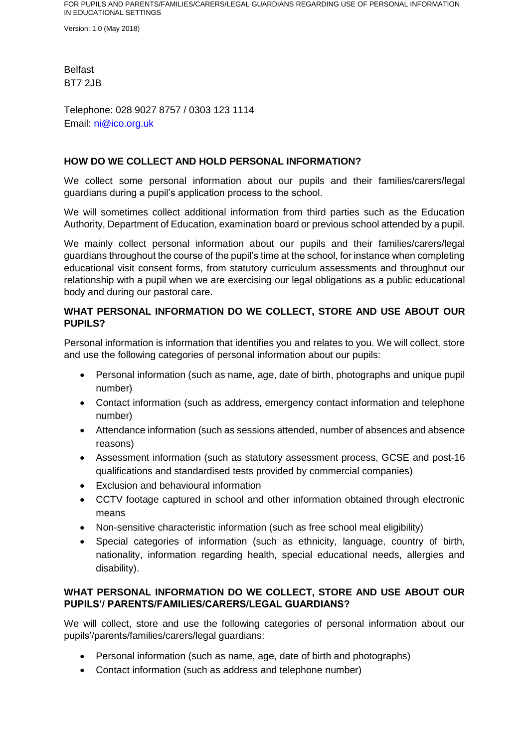Belfast
BT7 2JB

Telephone: 028 9027 8757 / 0303 123 1114
Email: ni@ico.org.uk

**HOW DO WE COLLECT AND HOLD PERSONAL INFORMATION?**

We collect some personal information about our pupils and their families/carers/legal guardians during a pupil's application process to the school.

We will sometimes collect additional information from third parties such as the Education Authority, Department of Education, examination board or previous school attended by a pupil.

We mainly collect personal information about our pupils and their families/carers/legal guardians throughout the course of the pupil's time at the school, for instance when completing educational visit consent forms, from statutory curriculum assessments and throughout our relationship with a pupil when we are exercising our legal obligations as a public educational body and during our pastoral care.

**WHAT PERSONAL INFORMATION DO WE COLLECT, STORE AND USE ABOUT OUR PUPILS?**

Personal information is information that identifies you and relates to you. We will collect, store and use the following categories of personal information about our pupils:

- Personal information (such as name, age, date of birth, photographs and unique pupil number)
- Contact information (such as address, emergency contact information and telephone number)
- Attendance information (such as sessions attended, number of absences and absence reasons)
- Assessment information (such as statutory assessment process, GCSE and post-16 qualifications and standardised tests provided by commercial companies)
- Exclusion and behavioural information
- CCTV footage captured in school and other information obtained through electronic means
- Non-sensitive characteristic information (such as free school meal eligibility)
- Special categories of information (such as ethnicity, language, country of birth, nationality, information regarding health, special educational needs, allergies and disability).

**WHAT PERSONAL INFORMATION DO WE COLLECT, STORE AND USE ABOUT OUR PUPILS'/ PARENTS/FAMILIES/CARERS/LEGAL GUARDIANS?**

We will collect, store and use the following categories of personal information about our pupils'/parents/families/carers/legal guardians:

- Personal information (such as name, age, date of birth and photographs)
- Contact information (such as address and telephone number)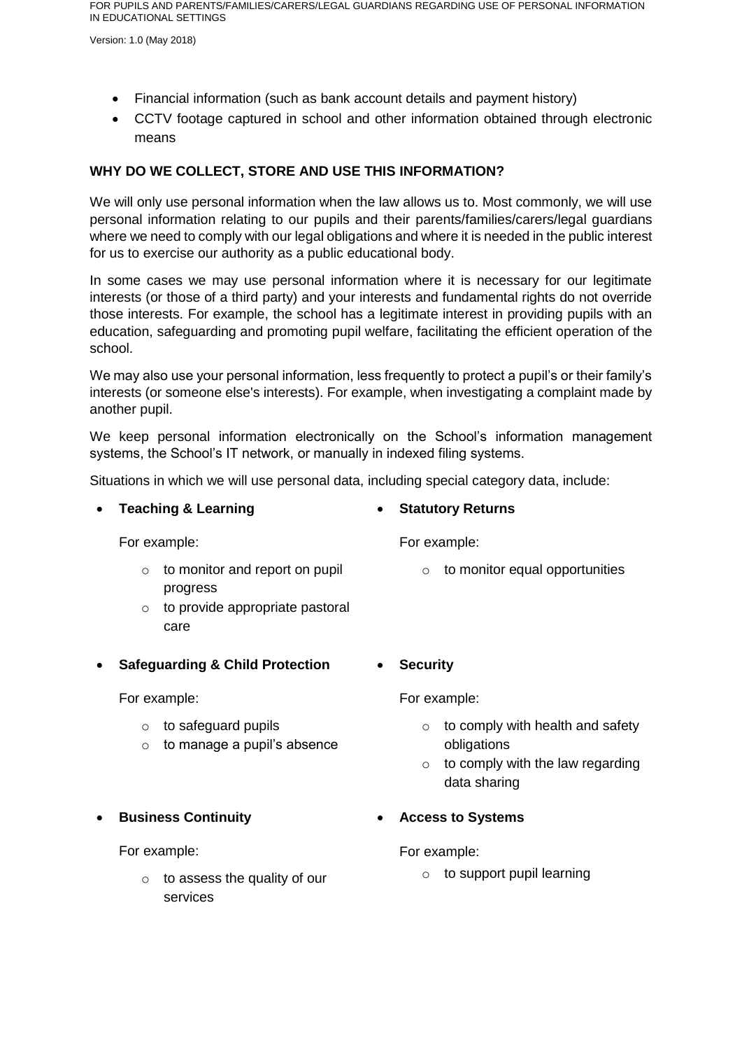- Financial information (such as bank account details and payment history)
- CCTV footage captured in school and other information obtained through electronic means

**WHY DO WE COLLECT, STORE AND USE THIS INFORMATION?**

We will only use personal information when the law allows us to. Most commonly, we will use personal information relating to our pupils and their parents/families/carers/legal guardians where we need to comply with our legal obligations and where it is needed in the public interest for us to exercise our authority as a public educational body.

In some cases we may use personal information where it is necessary for our legitimate interests (or those of a third party) and your interests and fundamental rights do not override those interests. For example, the school has a legitimate interest in providing pupils with an education, safeguarding and promoting pupil welfare, facilitating the efficient operation of the school.

We may also use your personal information, less frequently to protect a pupil's or their family's interests (or someone else's interests). For example, when investigating a complaint made by another pupil.

We keep personal information electronically on the School's information management systems, the School's IT network, or manually in indexed filing systems.

Situations in which we will use personal data, including special category data, include:

- **Teaching & Learning**

  For example:

  - to monitor and report on pupil progress
  - to provide appropriate pastoral care

- **Statutory Returns**

  For example:

  - to monitor equal opportunities

- **Safeguarding & Child Protection**

  For example:

  - to safeguard pupils
  - to manage a pupil's absence

- **Security**

  For example:

  - to comply with health and safety obligations
  - to comply with the law regarding data sharing

- **Business Continuity**

  For example:

  - to assess the quality of our services

- **Access to Systems**

  For example:

  - to support pupil learning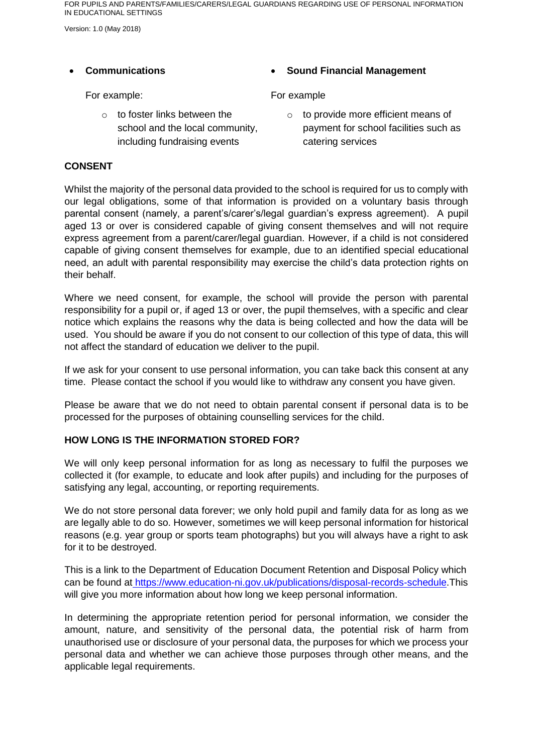- **Communications**

  For example:

  - to foster links between the school and the local community, including fundraising events

- **Sound Financial Management**

  For example

  - to provide more efficient means of payment for school facilities such as catering services

## CONSENT

Whilst the majority of the personal data provided to the school is required for us to comply with our legal obligations, some of that information is provided on a voluntary basis through parental consent (namely, a parent's/carer's/legal guardian's express agreement). A pupil aged 13 or over is considered capable of giving consent themselves and will not require express agreement from a parent/carer/legal guardian. However, if a child is not considered capable of giving consent themselves for example, due to an identified special educational need, an adult with parental responsibility may exercise the child's data protection rights on their behalf.

Where we need consent, for example, the school will provide the person with parental responsibility for a pupil or, if aged 13 or over, the pupil themselves, with a specific and clear notice which explains the reasons why the data is being collected and how the data will be used. You should be aware if you do not consent to our collection of this type of data, this will not affect the standard of education we deliver to the pupil.

If we ask for your consent to use personal information, you can take back this consent at any time. Please contact the school if you would like to withdraw any consent you have given.

Please be aware that we do not need to obtain parental consent if personal data is to be processed for the purposes of obtaining counselling services for the child.

## HOW LONG IS THE INFORMATION STORED FOR?

We will only keep personal information for as long as necessary to fulfil the purposes we collected it (for example, to educate and look after pupils) and including for the purposes of satisfying any legal, accounting, or reporting requirements.

We do not store personal data forever; we only hold pupil and family data for as long as we are legally able to do so. However, sometimes we will keep personal information for historical reasons (e.g. year group or sports team photographs) but you will always have a right to ask for it to be destroyed.

This is a link to the Department of Education Document Retention and Disposal Policy which can be found at https://www.education-ni.gov.uk/publications/disposal-records-schedule.This will give you more information about how long we keep personal information.

In determining the appropriate retention period for personal information, we consider the amount, nature, and sensitivity of the personal data, the potential risk of harm from unauthorised use or disclosure of your personal data, the purposes for which we process your personal data and whether we can achieve those purposes through other means, and the applicable legal requirements.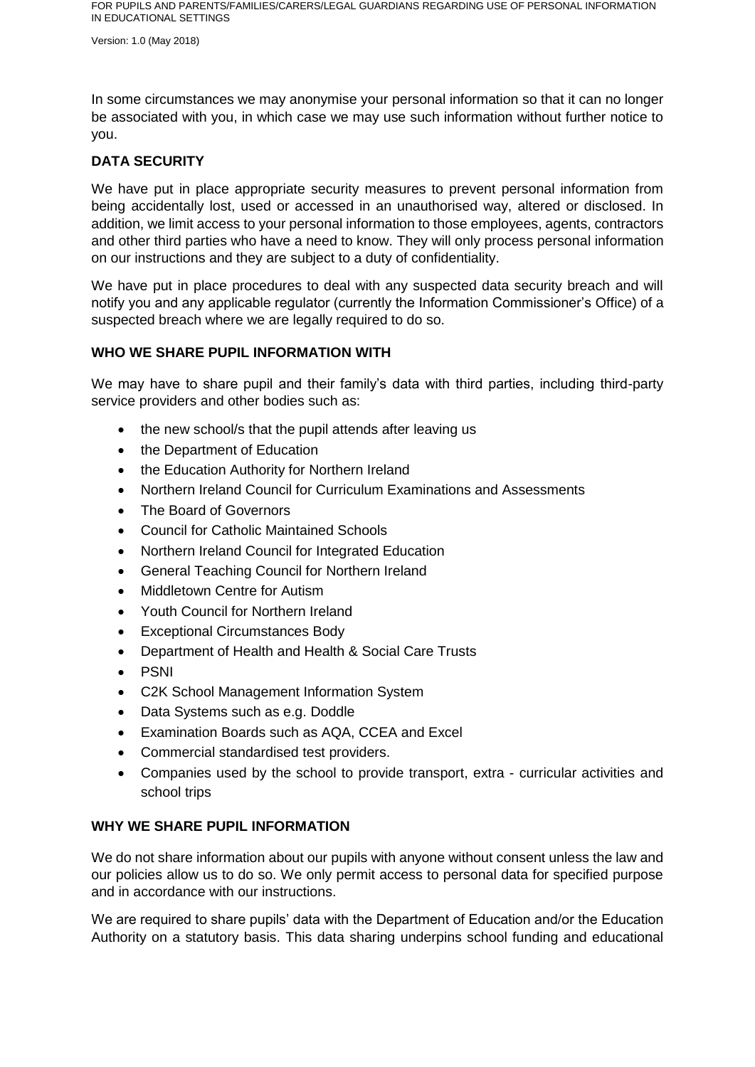In some circumstances we may anonymise your personal information so that it can no longer be associated with you, in which case we may use such information without further notice to you.

## DATA SECURITY

We have put in place appropriate security measures to prevent personal information from being accidentally lost, used or accessed in an unauthorised way, altered or disclosed. In addition, we limit access to your personal information to those employees, agents, contractors and other third parties who have a need to know. They will only process personal information on our instructions and they are subject to a duty of confidentiality.

We have put in place procedures to deal with any suspected data security breach and will notify you and any applicable regulator (currently the Information Commissioner's Office) of a suspected breach where we are legally required to do so.

## WHO WE SHARE PUPIL INFORMATION WITH

We may have to share pupil and their family's data with third parties, including third-party service providers and other bodies such as:

- the new school/s that the pupil attends after leaving us
- the Department of Education
- the Education Authority for Northern Ireland
- Northern Ireland Council for Curriculum Examinations and Assessments
- The Board of Governors
- Council for Catholic Maintained Schools
- Northern Ireland Council for Integrated Education
- General Teaching Council for Northern Ireland
- Middletown Centre for Autism
- Youth Council for Northern Ireland
- Exceptional Circumstances Body
- Department of Health and Health & Social Care Trusts
- PSNI
- C2K School Management Information System
- Data Systems such as e.g. Doddle
- Examination Boards such as AQA, CCEA and Excel
- Commercial standardised test providers.
- Companies used by the school to provide transport, extra - curricular activities and school trips

## WHY WE SHARE PUPIL INFORMATION

We do not share information about our pupils with anyone without consent unless the law and our policies allow us to do so. We only permit access to personal data for specified purpose and in accordance with our instructions.

We are required to share pupils' data with the Department of Education and/or the Education Authority on a statutory basis. This data sharing underpins school funding and educational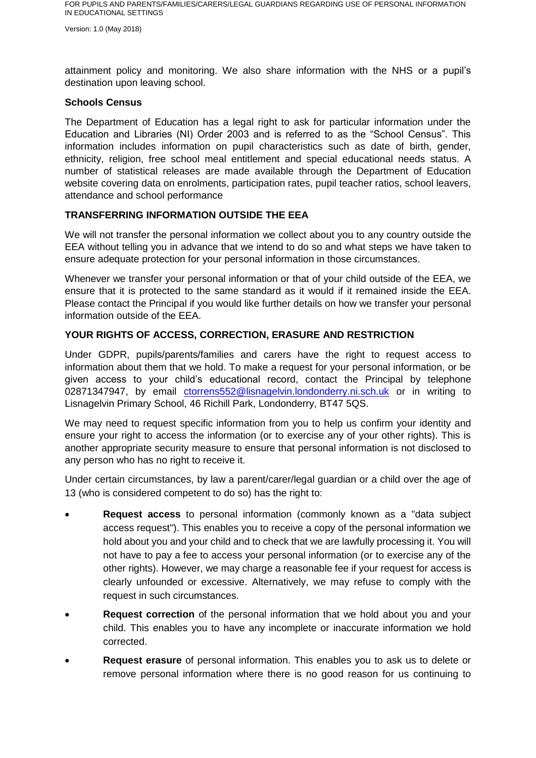attainment policy and monitoring. We also share information with the NHS or a pupil's destination upon leaving school.

**Schools Census**

The Department of Education has a legal right to ask for particular information under the Education and Libraries (NI) Order 2003 and is referred to as the "School Census". This information includes information on pupil characteristics such as date of birth, gender, ethnicity, religion, free school meal entitlement and special educational needs status. A number of statistical releases are made available through the Department of Education website covering data on enrolments, participation rates, pupil teacher ratios, school leavers, attendance and school performance

**TRANSFERRING INFORMATION OUTSIDE THE EEA**

We will not transfer the personal information we collect about you to any country outside the EEA without telling you in advance that we intend to do so and what steps we have taken to ensure adequate protection for your personal information in those circumstances.

Whenever we transfer your personal information or that of your child outside of the EEA, we ensure that it is protected to the same standard as it would if it remained inside the EEA. Please contact the Principal if you would like further details on how we transfer your personal information outside of the EEA.

**YOUR RIGHTS OF ACCESS, CORRECTION, ERASURE AND RESTRICTION**

Under GDPR, pupils/parents/families and carers have the right to request access to information about them that we hold. To make a request for your personal information, or be given access to your child's educational record, contact the Principal by telephone 02871347947, by email ctorrens552@lisnagelvin.londonderry.ni.sch.uk or in writing to Lisnagelvin Primary School, 46 Richill Park, Londonderry, BT47 5QS.

We may need to request specific information from you to help us confirm your identity and ensure your right to access the information (or to exercise any of your other rights). This is another appropriate security measure to ensure that personal information is not disclosed to any person who has no right to receive it.

Under certain circumstances, by law a parent/carer/legal guardian or a child over the age of 13 (who is considered competent to do so) has the right to:

- **Request access** to personal information (commonly known as a "data subject access request"). This enables you to receive a copy of the personal information we hold about you and your child and to check that we are lawfully processing it. You will not have to pay a fee to access your personal information (or to exercise any of the other rights). However, we may charge a reasonable fee if your request for access is clearly unfounded or excessive. Alternatively, we may refuse to comply with the request in such circumstances.
- **Request correction** of the personal information that we hold about you and your child. This enables you to have any incomplete or inaccurate information we hold corrected.
- **Request erasure** of personal information. This enables you to ask us to delete or remove personal information where there is no good reason for us continuing to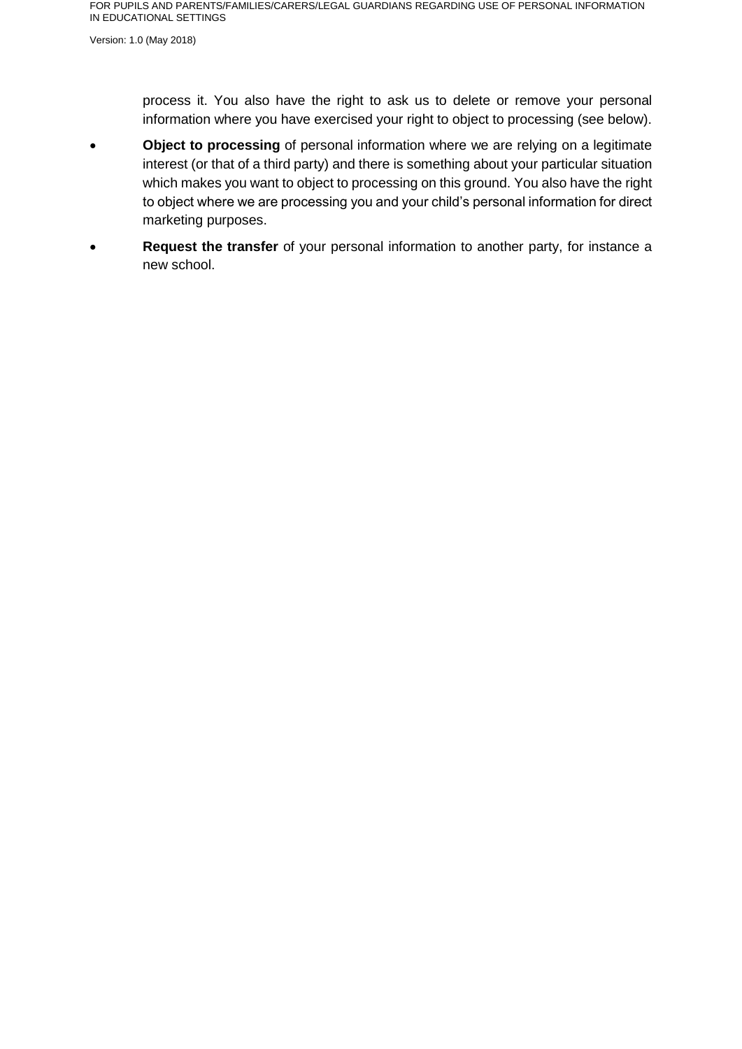process it. You also have the right to ask us to delete or remove your personal information where you have exercised your right to object to processing (see below).

- **Object to processing** of personal information where we are relying on a legitimate interest (or that of a third party) and there is something about your particular situation which makes you want to object to processing on this ground. You also have the right to object where we are processing you and your child's personal information for direct marketing purposes.
- **Request the transfer** of your personal information to another party, for instance a new school.